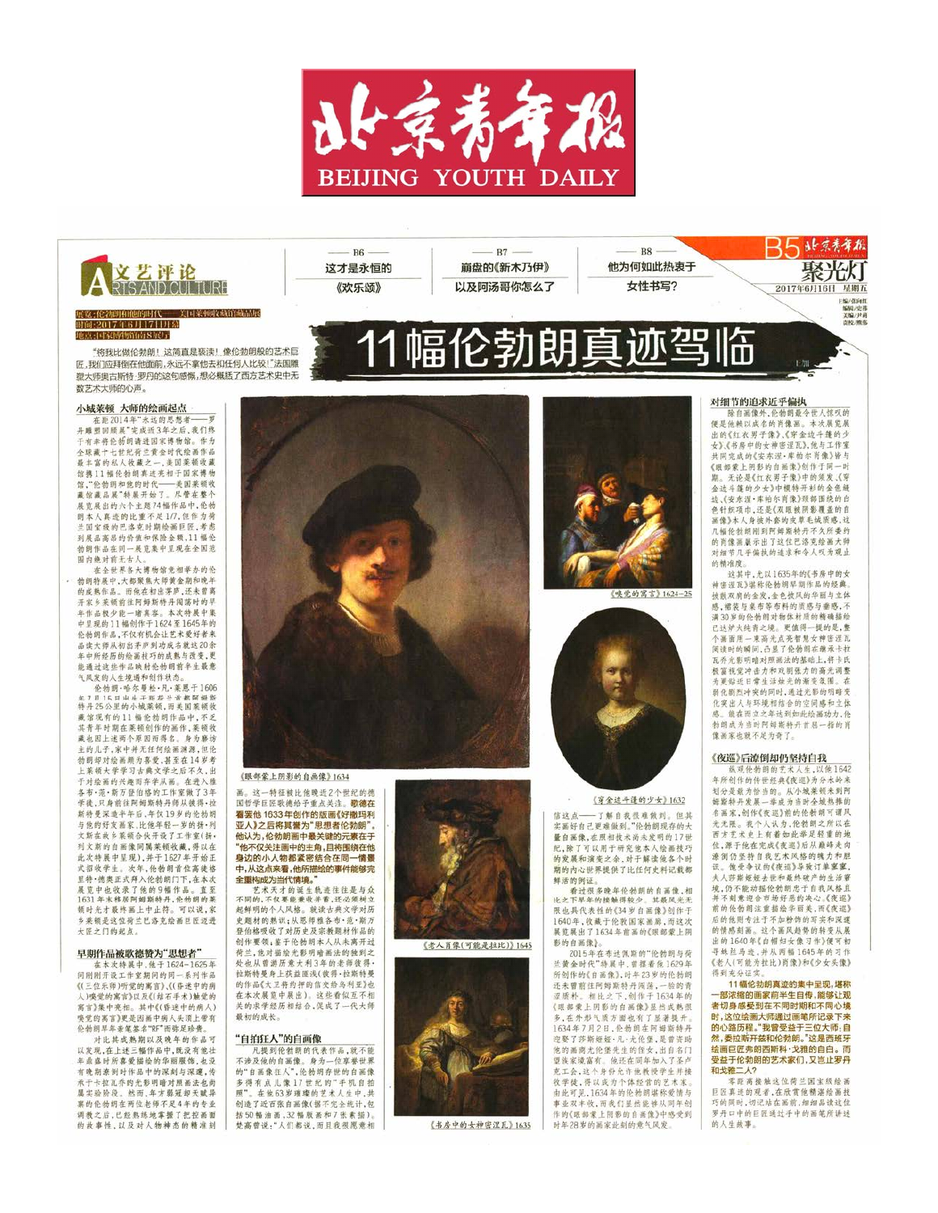# 北京青年报

BEIJING YOUTH DAILY

## 文艺评论 ARTS AND CULTURE

B6 这才是永恒的《欢乐颂》

B7 崩盘的《新木乃伊》以及阿汤哥你怎么了

B8 他为何如此热衷于女性书写?

B5 聚光灯

2017年6月16日 星期五

展览：伦勃朗和他的时代——美国莱顿收藏馆藏品展
时间：2017年6月17日开幕
地点：国家博物馆南8展厅

# 11幅伦勃朗真迹驾临

"将我比做伦勃朗！这简直是亵渎！像伦勃朗般的艺术巨匠，我们应拜倒在他面前，永远不拿他去和任何人比较！"法国雕塑大师奥古斯特·罗丹的这句感慨，想必概括了西方艺术史中无数艺术大师的心声。

## 小城莱顿 大师的绘画起点

在距2014年"永远的思想者——罗丹雕塑回顾展"完成近3年之后，我们终于有幸将伦勃朗请进国家博物馆。作为全球藏十七世纪荷兰黄金时代绘画作品最丰富的私人收藏之一，美国莱顿收藏馆携11幅伦勃朗真迹光临于国家博物馆，"伦勃朗和他的时代——美国莱顿收藏馆藏品展"将展开了。尽管在整个展览展出的六个主题74幅作品中，伦勃朗本人真迹的比重不足1/7，但作为荷兰巴洛克时期绘画巨匠，考虑到展品高昂的价值和保险金额，11幅伦勃朗作品在同一展览集中呈现在全国范围内绝对首屈一指。

在全世界各大博物馆竞相举办的伦勃朗特展中，大都聚焦大师黄金期和晚年的成熟作品。而他在初出茅庐，还未曾离开家乡莱顿前往阿姆斯特丹闯荡时的早年作品极少被一睹其容。本次特展中呈现的11幅创作于1624至1645年的伦勃朗作品，不仅有机会让艺术爱好者从作品读大师从初出茅庐到功成名就这20余年中所经历的绘画技巧的成熟与蜕变，更能通过这些作品映射伦勃朗青年至壮年最意气风发的人生境遇和创作状态。

伦勃朗·哈尔曼松·凡·莱恩于1606年7月15日出生于距离荷兰首都阿姆斯特丹25公里的小城莱顿，而美国莱顿收藏馆现有的11幅伦勃朗作品中，不乏其青年时期在莱顿创作的画作，莱顿收藏也因上述两个原因而得名。身为磨坊主的儿子，家中并无任何绘画渊源，但伦勃朗却对绘画颇为喜爱，甚至在14岁考上莱顿大学学习古典文学之后不久，出于对绘画的兴趣而弃学从画。在进入雅各布·范·斯万能堡的工作室做了3年学徒，只身前往阿姆斯特丹师从彼得·拉斯特曼学习半年后，年仅19岁的伦勃朗与他的好友画家，比他年轻一岁的扬·利文斯在故乡莱顿合伙开设了工作室（扬·利文斯的自画像同属莱顿收藏，得以在此次特展中呈现），并于1627年开始正式招收学生。次年，伦勃朗首位高徒格里特·德奥正式拜入伦勃朗门下，在本次展览中也收录了他的9幅作品。直至1631年末移居阿姆斯特丹，伦勃朗的莱顿时光才最终画上句点。可以说，家乡莱顿是这位荷兰巴洛克绘画巨匠迈进大匠之门的起点。

## 早期作品被歌德赞为"思想者"

在本次特展中，他于1624-1625年间刚刚开设工作室期间的同一系列作品《三位乐师》（听觉的寓言）、《（昏迷中的病人）嗅觉的寓言》以及《（结石手术）触觉的寓言》集中亮相。其中《（昏迷中的病人）嗅觉的寓言》更是因画中有伦勃朗早年签名"RF"而极显珍贵。

对比其成熟期以及晚年的作品可以发现，在上述三幅作品中，既没有他若干年后鼎盛时所喜爱描绘的华丽服饰，也没有晚期最要到对作品中的深刻与深邃，传承于卡拉瓦乔的光影明暗对照画法也尚属初出茅庐。然而，年方弱冠即天赋异禀的伦勃朗在两位老师不足4年的专业调教之后，已经熟练地掌握了把控画面的故事性，以及对人物神态的精准刻画。这一特征被比他晚近2个世纪的德国哲学巨匠歌德给予重点关注。**歌德在看完他1633年创作的版画《好撒玛利亚人》之后将其誉为"思想者伦勃朗"。他认为，伦勃朗画中最关键的元素在于"他不仅关注画中的主角，且将围绕在他身边的小人物都紧密结合在同一情景中，从这点来看，伦勃朗所描绘的事件能够完全重构成为当代情境。"**

艺术天才的诞生总是离不开后天与众不同的，不仅要兼收并蓄，还必须树立起鲜明的个人风格。就读古典文学对历史题材的熟识；从恩师雅各布·范·斯万能堡吸收了对历史及宗教题材作品的创作要领；鉴于伦勃朗本人从未离开过荷兰，他对描绘光影明暗画法的独到之处也从曾游历意大利3年的老师彼得·拉斯特曼身上获益匪浅（彼得·拉斯特曼的作品《大卫借约押的信交给乌利亚》也在本次展览中展出）。这些看似互不相关的求学经历相结合，促成了一代大师最初的成长。

## "自拍狂人"的自画像

凡提到伦勃朗的代表作品，就不能不涉及他的自画像。身为一位享誉世界的"自画像狂人"，伦勃朗存世的自画像多得有点儿像17世纪的"手机自拍照"。在他63岁璀璨的艺术人生中，共创造了近百张自画像（据不完全统计，包括50幅油画，32幅版画和7张素描）。梵高曾说："人们都说，而且我很愿意相信这点——了解自我很难做到。但其实画好自己更难做到。"伦勃朗现存的大量自画像，在照相技术尚未发明的17世纪，除了可以用于研究他本人绘画技巧的发展和演变之外，对于解读他各个时期的内心世界提供了比任何史料记载都鲜活的例证。

看过很多晚年伦勃朗的自画像，相比之下早年伦勃朗稚嫩一些。其最风光无限也最具代表性的《34岁自画像》创作于1640年，收藏于伦敦国家画廊，而这次展览展出了1634年的《眼部蒙上阴影的自画像》。

2015年在布达佩斯的"伦勃朗与荷兰黄金时代"特展中，曾展出他1629年所创作的《自画像》，时年23岁的伦勃朗还未曾前往阿姆斯特丹闯荡，一脸的青涩质朴。相比之下，创作于1634年的《眼部蒙上阴影的自画像》显然成熟很多，在外形气质方面也有了显著提升。1634年7月2日，伦勃朗在阿姆斯特丹迎娶了莎斯姬娅·凡·尤伦堡，是曾资助他的画商尤伦堡先生的侄女，出自名门望族家境富有。他还在同年加入了圣卢克工会，这个身份允许他教授学生并接收学徒，得以成为个体经营的艺术家。由此可见，1634年的伦勃朗堪称爱情与事业双丰收，而我们显然能够从同年创作的《眼部蒙上阴影的自画像》中感受到时年28岁的画家此刻的意气风发。

## 对细节的追求近乎偏执

除自画像外，伦勃朗最令世人惊叹的便是他赖以成名的肖像画。本次展览展出的《红衣男子像》、《穿金边斗篷的少女》、《书房中的女神密涅瓦》、他与工作室共同完成的《安东涅·库帕尔肖像》皆与《眼部蒙上阴影的自画像》创作于同一时期。无论是《红衣男子像》中的须发，《穿金边斗篷的少女》中模特开衫的金色领边，《安东涅·库帕尔肖像》颈部围绕的白色轻纱环节，还是《眼部蒙上阴影的自画像》本人身披外套的皮草毛绒质感，这几幅伦勃朗刚到阿姆斯特丹不久所委约的肖像画都彰显出了这位巴洛克绘画大师对细节几乎偏执的追求和令人叹为观止的精准度。

这其中，尤以1635年的《书房中的女神密涅瓦》堪称伦勃朗早期作品的经典。披散双肩的金发，金色披风的华丽与立体感，裙装与桌布等布料的质感与垂感，不满30岁的伦勃朗对物体材质的精确描绘已达炉火纯青之境。更值得一提的是，整个画面用一束高光点亮智慧女神密涅瓦阅读时的瞬间，凸显了伦勃朗在继承卡拉瓦乔光影明暗对照画法的基础上，将卡氏极富视觉冲击力和戏剧张力的高光调整为更贴近日常生活烛光的渐变氛围。在弱化剧烈冲突的同时，通过光影明暗变化突出人与环境相结合的空间感和立体感。能在而立之年达到如此绘画功力，伦勃朗成为当时阿姆斯特丹首屈一指的肖像画家也就不足为奇了。

## 《夜巡》后潦倒却仍坚持自我

纵观伦勃朗的艺术人生，以他1642年所创作的传世经典《夜巡》为分水岭来划分最为恰当。从小城莱顿来到阿姆斯特丹发展一举成为当时最炙手可热的名画家，创作《夜巡》前的伦勃朗可谓风光无限。我个人认为，伦勃朗之所以在西方艺术史上有着如此举足轻重的地位，源于他在完成《夜巡》后从巅峰走向潦倒仍坚持自我艺术风格的魄力和胆识。饱受争议的《夜巡》导致订单寥寥，夫人莎斯姬娅去世和最终破产的生活窘境，仍不能动摇伦勃朗忠于自我风格且并不刻意迎合市场好恶的决心。《夜巡》前的伦勃朗注重描绘华丽美，而《夜巡》后的他则专注于不加粉饰的写实和深邃的情感刻画。这个画风趋势的转变从展出的1640年《白帽妇女像习作》便可初步窥探端倪，并从而稍后1645年的习作《老人（可能是拉比）肖像》和《少女头像》得到充分证实。

**11幅伦勃朗真迹的集中呈现，堪称一部浓缩的画家前半生自传，能够让观者切身感受到在不同时期和不同心境时，这位绘画大师通过画笔所记录下来的心路历程。"我曾受益于三位大师：自然，委拉斯开兹和伦勃朗。"这是西班牙绘画巨匠弗朗西斯科·戈雅的自白。而受益于伦勃朗的艺术家们，又岂止罗丹和戈雅二人？**

零距离接触这位荷兰国宝级绘画巨匠真迹的观者，在欣赏他精湛绘画技巧的同时，切记站在画前，细细品读这位罗丹口中的巨匠通过手中的画笔所讲述的人生故事。

《眼部蒙上阴影的自画像》1634

《嗅觉的寓言》1624-25

《穿金边斗篷的少女》1632

《老人肖像（可能是拉比）》1645

《书房中的女神密涅瓦》1635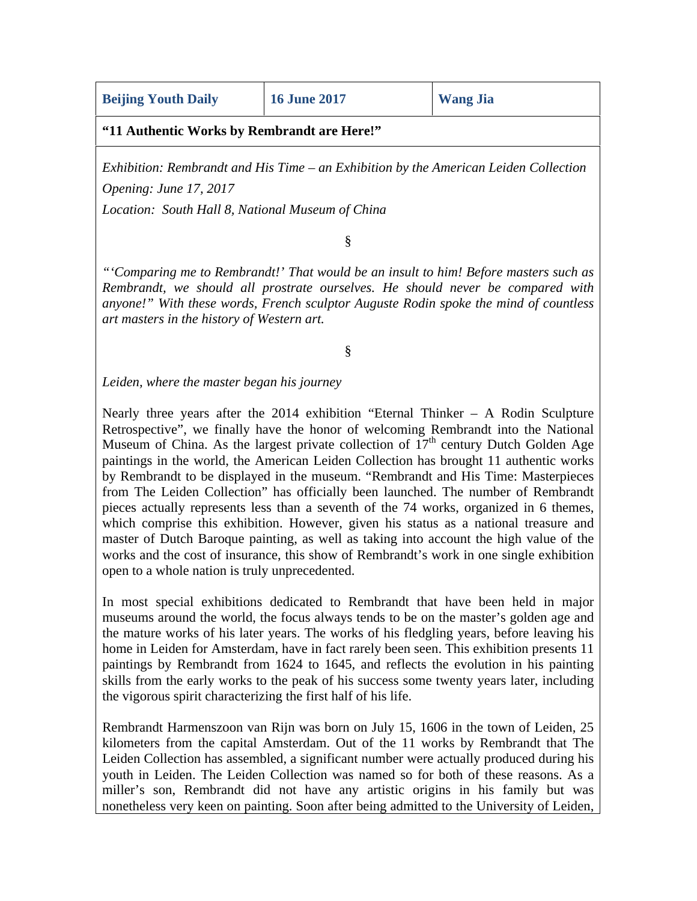| Beijing Youth Daily | 16 June 2017 | Wang Jia |
|---|---|---|

**"11 Authentic Works by Rembrandt are Here!"**

*Exhibition: Rembrandt and His Time – an Exhibition by the American Leiden Collection*
*Opening: June 17, 2017*
*Location: South Hall 8, National Museum of China*

§

*"'Comparing me to Rembrandt!' That would be an insult to him! Before masters such as Rembrandt, we should all prostrate ourselves. He should never be compared with anyone!" With these words, French sculptor Auguste Rodin spoke the mind of countless art masters in the history of Western art.*

§

*Leiden, where the master began his journey*

Nearly three years after the 2014 exhibition "Eternal Thinker – A Rodin Sculpture Retrospective", we finally have the honor of welcoming Rembrandt into the National Museum of China. As the largest private collection of 17th century Dutch Golden Age paintings in the world, the American Leiden Collection has brought 11 authentic works by Rembrandt to be displayed in the museum. "Rembrandt and His Time: Masterpieces from The Leiden Collection" has officially been launched. The number of Rembrandt pieces actually represents less than a seventh of the 74 works, organized in 6 themes, which comprise this exhibition. However, given his status as a national treasure and master of Dutch Baroque painting, as well as taking into account the high value of the works and the cost of insurance, this show of Rembrandt's work in one single exhibition open to a whole nation is truly unprecedented.

In most special exhibitions dedicated to Rembrandt that have been held in major museums around the world, the focus always tends to be on the master's golden age and the mature works of his later years. The works of his fledgling years, before leaving his home in Leiden for Amsterdam, have in fact rarely been seen. This exhibition presents 11 paintings by Rembrandt from 1624 to 1645, and reflects the evolution in his painting skills from the early works to the peak of his success some twenty years later, including the vigorous spirit characterizing the first half of his life.

Rembrandt Harmenszoon van Rijn was born on July 15, 1606 in the town of Leiden, 25 kilometers from the capital Amsterdam. Out of the 11 works by Rembrandt that The Leiden Collection has assembled, a significant number were actually produced during his youth in Leiden. The Leiden Collection was named so for both of these reasons. As a miller's son, Rembrandt did not have any artistic origins in his family but was nonetheless very keen on painting. Soon after being admitted to the University of Leiden,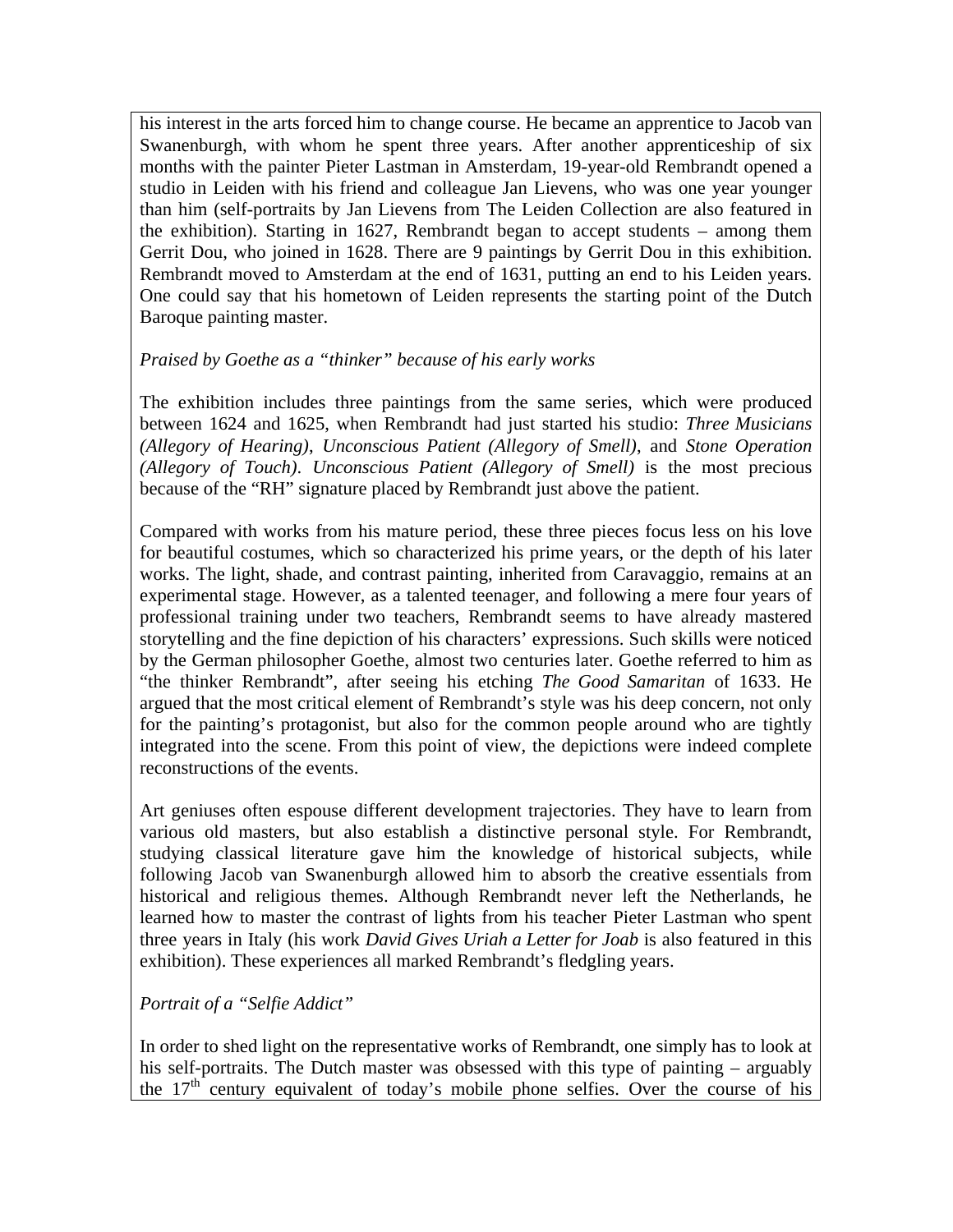his interest in the arts forced him to change course. He became an apprentice to Jacob van Swanenburgh, with whom he spent three years. After another apprenticeship of six months with the painter Pieter Lastman in Amsterdam, 19-year-old Rembrandt opened a studio in Leiden with his friend and colleague Jan Lievens, who was one year younger than him (self-portraits by Jan Lievens from The Leiden Collection are also featured in the exhibition). Starting in 1627, Rembrandt began to accept students – among them Gerrit Dou, who joined in 1628. There are 9 paintings by Gerrit Dou in this exhibition. Rembrandt moved to Amsterdam at the end of 1631, putting an end to his Leiden years. One could say that his hometown of Leiden represents the starting point of the Dutch Baroque painting master.

*Praised by Goethe as a "thinker" because of his early works*

The exhibition includes three paintings from the same series, which were produced between 1624 and 1625, when Rembrandt had just started his studio: *Three Musicians (Allegory of Hearing)*, *Unconscious Patient (Allegory of Smell)*, and *Stone Operation (Allegory of Touch)*. *Unconscious Patient (Allegory of Smell)* is the most precious because of the "RH" signature placed by Rembrandt just above the patient.

Compared with works from his mature period, these three pieces focus less on his love for beautiful costumes, which so characterized his prime years, or the depth of his later works. The light, shade, and contrast painting, inherited from Caravaggio, remains at an experimental stage. However, as a talented teenager, and following a mere four years of professional training under two teachers, Rembrandt seems to have already mastered storytelling and the fine depiction of his characters' expressions. Such skills were noticed by the German philosopher Goethe, almost two centuries later. Goethe referred to him as "the thinker Rembrandt", after seeing his etching *The Good Samaritan* of 1633. He argued that the most critical element of Rembrandt's style was his deep concern, not only for the painting's protagonist, but also for the common people around who are tightly integrated into the scene. From this point of view, the depictions were indeed complete reconstructions of the events.

Art geniuses often espouse different development trajectories. They have to learn from various old masters, but also establish a distinctive personal style. For Rembrandt, studying classical literature gave him the knowledge of historical subjects, while following Jacob van Swanenburgh allowed him to absorb the creative essentials from historical and religious themes. Although Rembrandt never left the Netherlands, he learned how to master the contrast of lights from his teacher Pieter Lastman who spent three years in Italy (his work *David Gives Uriah a Letter for Joab* is also featured in this exhibition). These experiences all marked Rembrandt's fledgling years.

*Portrait of a "Selfie Addict"*

In order to shed light on the representative works of Rembrandt, one simply has to look at his self-portraits. The Dutch master was obsessed with this type of painting – arguably the 17th century equivalent of today's mobile phone selfies. Over the course of his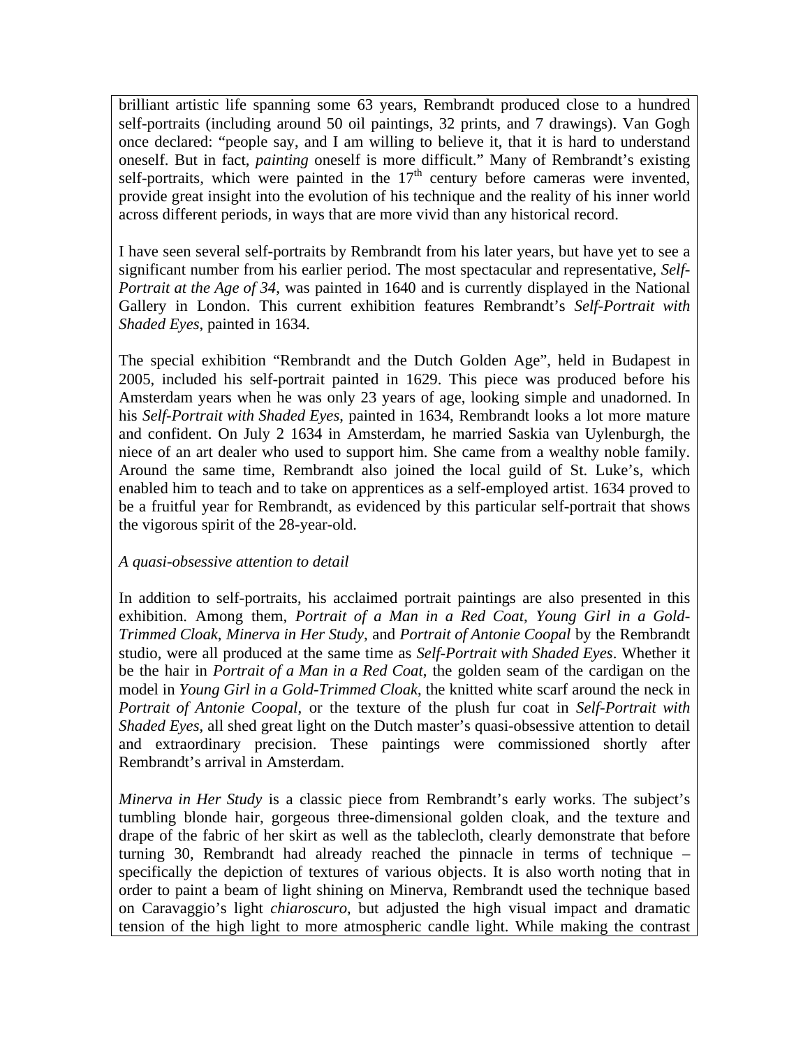brilliant artistic life spanning some 63 years, Rembrandt produced close to a hundred self-portraits (including around 50 oil paintings, 32 prints, and 7 drawings). Van Gogh once declared: "people say, and I am willing to believe it, that it is hard to understand oneself. But in fact, *painting* oneself is more difficult." Many of Rembrandt's existing self-portraits, which were painted in the 17th century before cameras were invented, provide great insight into the evolution of his technique and the reality of his inner world across different periods, in ways that are more vivid than any historical record.

I have seen several self-portraits by Rembrandt from his later years, but have yet to see a significant number from his earlier period. The most spectacular and representative, *Self-Portrait at the Age of 34*, was painted in 1640 and is currently displayed in the National Gallery in London. This current exhibition features Rembrandt's *Self-Portrait with Shaded Eyes*, painted in 1634.

The special exhibition "Rembrandt and the Dutch Golden Age", held in Budapest in 2005, included his self-portrait painted in 1629. This piece was produced before his Amsterdam years when he was only 23 years of age, looking simple and unadorned. In his *Self-Portrait with Shaded Eyes*, painted in 1634, Rembrandt looks a lot more mature and confident. On July 2 1634 in Amsterdam, he married Saskia van Uylenburgh, the niece of an art dealer who used to support him. She came from a wealthy noble family. Around the same time, Rembrandt also joined the local guild of St. Luke's, which enabled him to teach and to take on apprentices as a self-employed artist. 1634 proved to be a fruitful year for Rembrandt, as evidenced by this particular self-portrait that shows the vigorous spirit of the 28-year-old.

*A quasi-obsessive attention to detail*

In addition to self-portraits, his acclaimed portrait paintings are also presented in this exhibition. Among them, *Portrait of a Man in a Red Coat*, *Young Girl in a Gold-Trimmed Cloak*, *Minerva in Her Study*, and *Portrait of Antonie Coopal* by the Rembrandt studio, were all produced at the same time as *Self-Portrait with Shaded Eyes*. Whether it be the hair in *Portrait of a Man in a Red Coat*, the golden seam of the cardigan on the model in *Young Girl in a Gold-Trimmed Cloak*, the knitted white scarf around the neck in *Portrait of Antonie Coopal*, or the texture of the plush fur coat in *Self-Portrait with Shaded Eyes*, all shed great light on the Dutch master's quasi-obsessive attention to detail and extraordinary precision. These paintings were commissioned shortly after Rembrandt's arrival in Amsterdam.

*Minerva in Her Study* is a classic piece from Rembrandt's early works. The subject's tumbling blonde hair, gorgeous three-dimensional golden cloak, and the texture and drape of the fabric of her skirt as well as the tablecloth, clearly demonstrate that before turning 30, Rembrandt had already reached the pinnacle in terms of technique – specifically the depiction of textures of various objects. It is also worth noting that in order to paint a beam of light shining on Minerva, Rembrandt used the technique based on Caravaggio's light *chiaroscuro*, but adjusted the high visual impact and dramatic tension of the high light to more atmospheric candle light. While making the contrast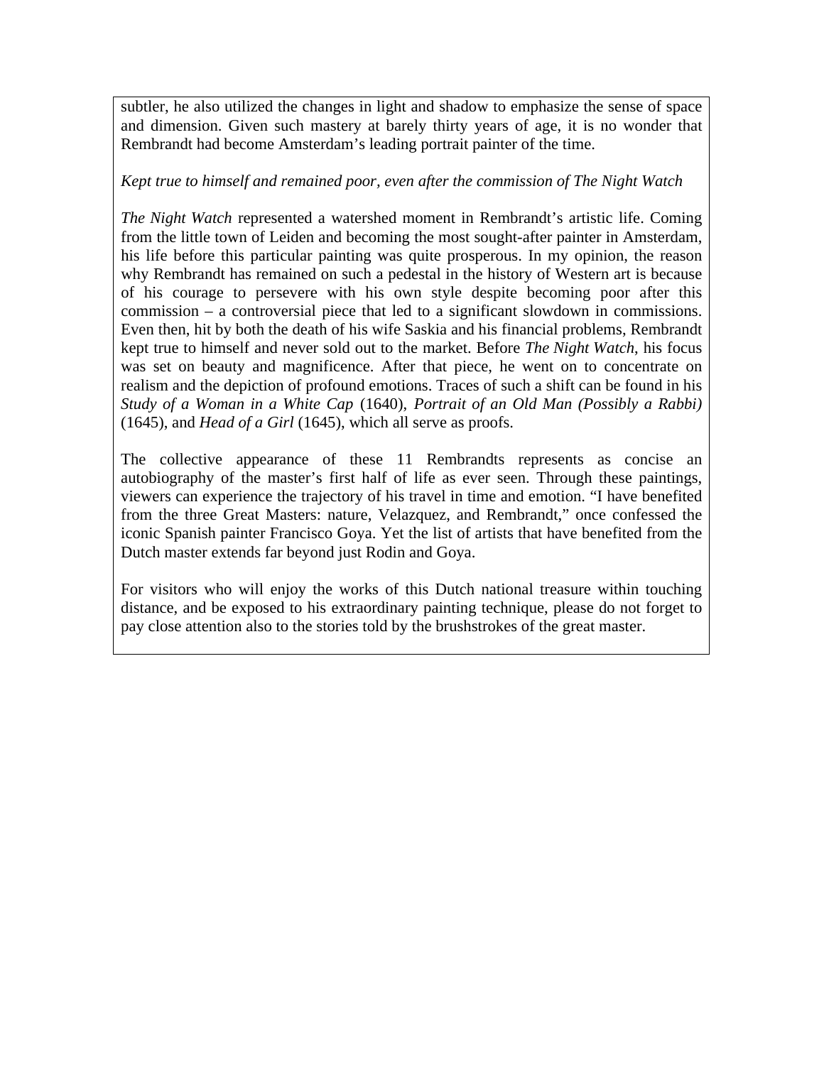subtler, he also utilized the changes in light and shadow to emphasize the sense of space and dimension. Given such mastery at barely thirty years of age, it is no wonder that Rembrandt had become Amsterdam's leading portrait painter of the time.

*Kept true to himself and remained poor, even after the commission of The Night Watch*

*The Night Watch* represented a watershed moment in Rembrandt's artistic life. Coming from the little town of Leiden and becoming the most sought-after painter in Amsterdam, his life before this particular painting was quite prosperous. In my opinion, the reason why Rembrandt has remained on such a pedestal in the history of Western art is because of his courage to persevere with his own style despite becoming poor after this commission – a controversial piece that led to a significant slowdown in commissions. Even then, hit by both the death of his wife Saskia and his financial problems, Rembrandt kept true to himself and never sold out to the market. Before *The Night Watch*, his focus was set on beauty and magnificence. After that piece, he went on to concentrate on realism and the depiction of profound emotions. Traces of such a shift can be found in his *Study of a Woman in a White Cap* (1640), *Portrait of an Old Man (Possibly a Rabbi)* (1645), and *Head of a Girl* (1645), which all serve as proofs.

The collective appearance of these 11 Rembrandts represents as concise an autobiography of the master's first half of life as ever seen. Through these paintings, viewers can experience the trajectory of his travel in time and emotion. "I have benefited from the three Great Masters: nature, Velazquez, and Rembrandt," once confessed the iconic Spanish painter Francisco Goya. Yet the list of artists that have benefited from the Dutch master extends far beyond just Rodin and Goya.

For visitors who will enjoy the works of this Dutch national treasure within touching distance, and be exposed to his extraordinary painting technique, please do not forget to pay close attention also to the stories told by the brushstrokes of the great master.